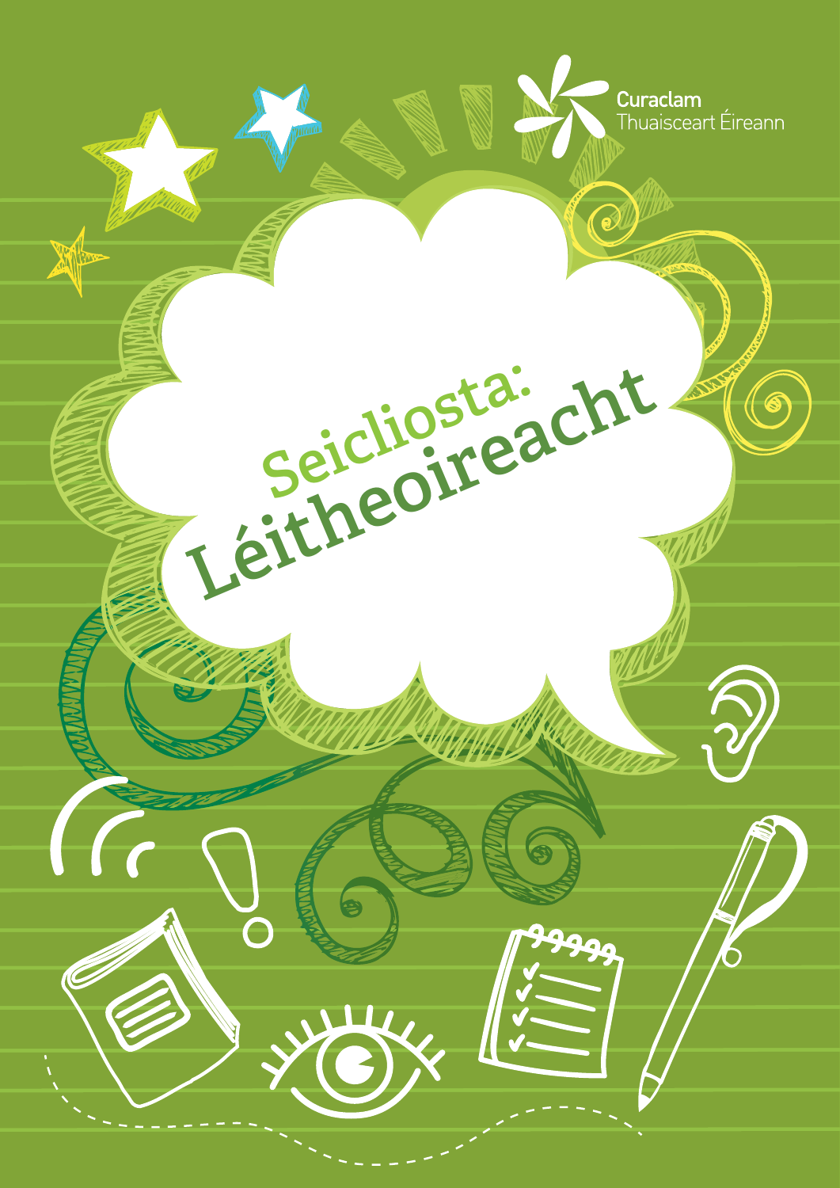Curaclam Thuaisceart Éireann

# Seicliosta: Léitheoireacht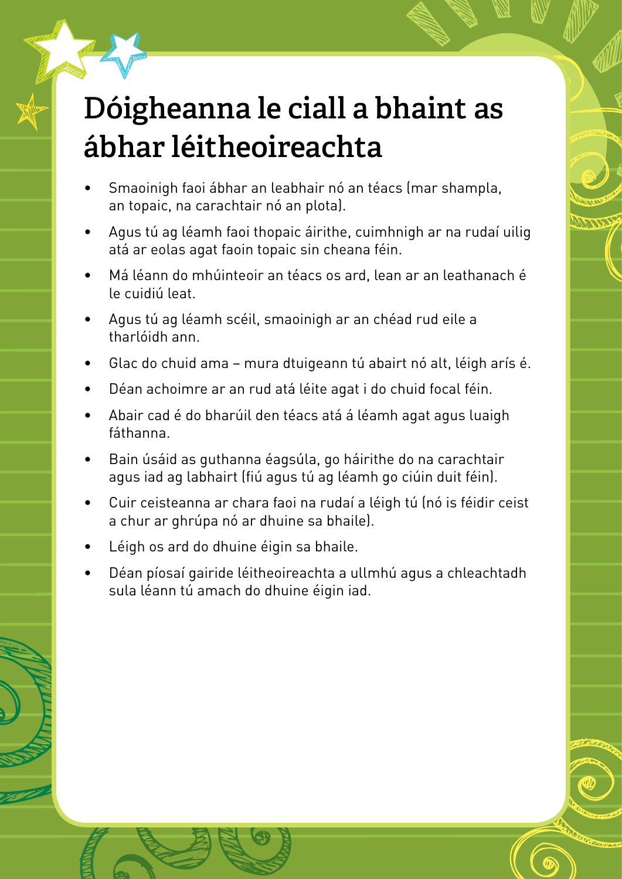# Dóigheanna le ciall a bhaint as ábhar léitheoireachta

- Smaoinigh faoi ábhar an leabhair nó an téacs (mar shampla, an topaic, na carachtair nó an plota).
- Agus tú ag léamh faoi thopaic áirithe, cuimhnigh ar na rudaí uilig atá ar eolas agat faoin topaic sin cheana féin.
- Má léann do mhúinteoir an téacs os ard, lean ar an leathanach é le cuidiú leat.
- Agus tú ag léamh scéil, smaoinigh ar an chéad rud eile a tharlóidh ann.
- Glac do chuid ama – mura dtuigeann tú abairt nó alt, léigh arís é.
- Déan achoimre ar an rud atá léite agat i do chuid focal féin.
- Abair cad é do bharúil den téacs atá á léamh agat agus luaigh fáthanna.
- Bain úsáid as guthanna éagsúla, go háirithe do na carachtair agus iad ag labhairt (fiú agus tú ag léamh go ciúin duit féin).
- Cuir ceisteanna ar chara faoi na rudaí a léigh tú (nó is féidir ceist a chur ar ghrúpa nó ar dhuine sa bhaile).
- Léigh os ard do dhuine éigin sa bhaile.
- Déan píosaí gairide léitheoireachta a ullmhú agus a chleachtadh sula léann tú amach do dhuine éigin iad.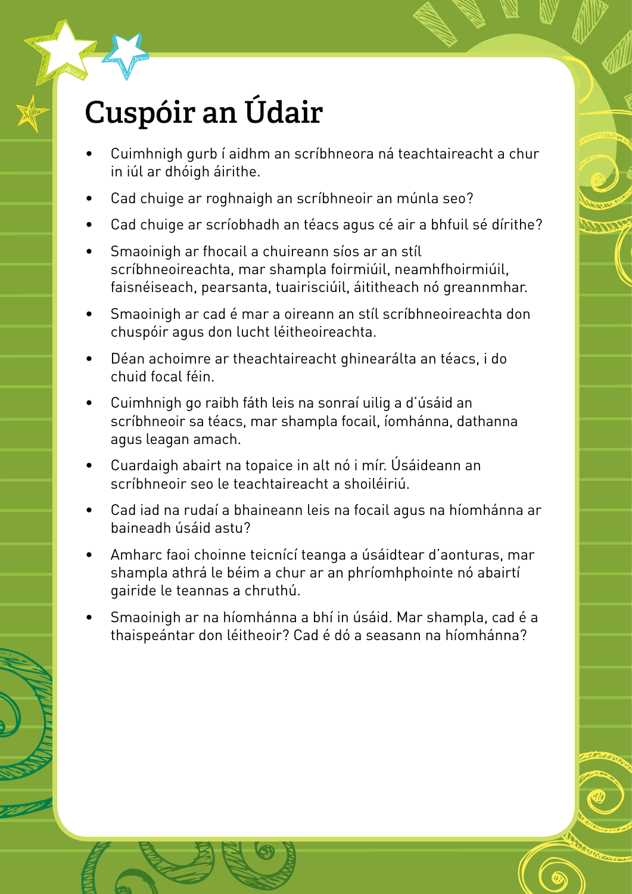# Cuspóir an Údair

- Cuimhnigh gurb í aidhm an scríbhneora ná teachtaireacht a chur in iúl ar dhóigh áirithe.
- Cad chuige ar roghnaigh an scríbhneoir an múnla seo?
- Cad chuige ar scríobhadh an téacs agus cé air a bhfuil sé dírithe?
- Smaoinigh ar fhocail a chuireann síos ar an stíl scríbhneoireachta, mar shampla foirmiúil, neamhfhoirmiúil, faisnéiseach, pearsanta, tuairisciúil, áititheach nó greannmhar.
- Smaoinigh ar cad é mar a oireann an stíl scríbhneoireachta don chuspóir agus don lucht léitheoireachta.
- Déan achoimre ar theachtaireacht ghinearálta an téacs, i do chuid focal féin.
- Cuimhnigh go raibh fáth leis na sonraí uilig a d'úsáid an scríbhneoir sa téacs, mar shampla focail, íomhánna, dathanna agus leagan amach.
- Cuardaigh abairt na topaice in alt nó i mír. Úsáideann an scríbhneoir seo le teachtaireacht a shoiléiriú.
- Cad iad na rudaí a bhaineann leis na focail agus na híomhánna ar baineadh úsáid astu?
- Amharc faoi choinne teicnící teanga a úsáidtear d'aonturas, mar shampla athrá le béim a chur ar an phríomhphointe nó abairtí gairide le teannas a chruthú.
- Smaoinigh ar na híomhánna a bhí in úsáid. Mar shampla, cad é a thaispeántar don léitheoir? Cad é dó a seasann na híomhánna?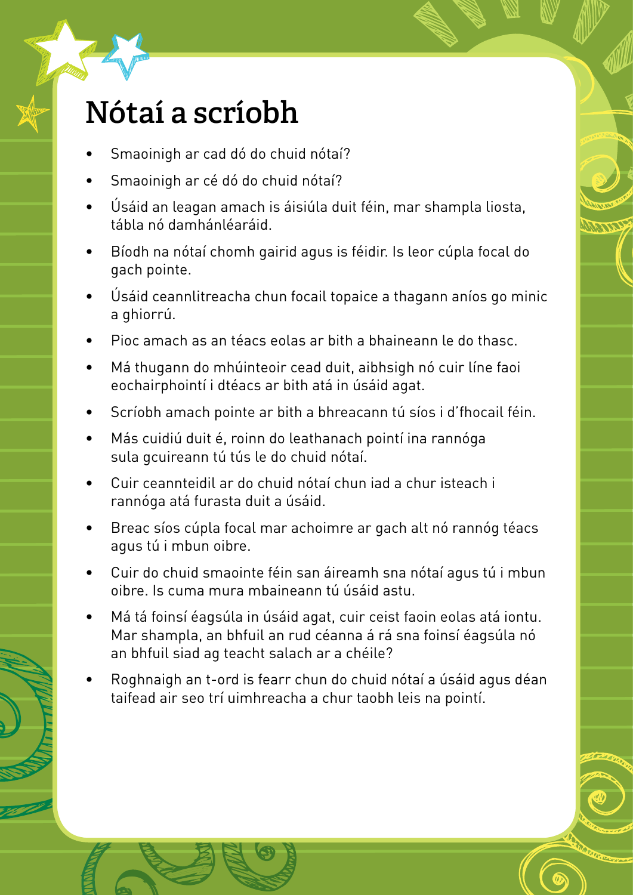# Nótaí a scríobh

- Smaoinigh ar cad dó do chuid nótaí?
- Smaoinigh ar cé dó do chuid nótaí?
- Úsáid an leagan amach is áisiúla duit féin, mar shampla liosta, tábla nó damhánléaráid.
- Bíodh na nótaí chomh gairid agus is féidir. Is leor cúpla focal do gach pointe.
- Úsáid ceannlitreacha chun focail topaice a thagann aníos go minic a ghiorrú.
- Pioc amach as an téacs eolas ar bith a bhaineann le do thasc.
- Má thugann do mhúinteoir cead duit, aibhsigh nó cuir líne faoi eochairphointí i dtéacs ar bith atá in úsáid agat.
- Scríobh amach pointe ar bith a bhreacann tú síos i d'fhocail féin.
- Más cuidiú duit é, roinn do leathanach pointí ina rannóga sula gcuireann tú tús le do chuid nótaí.
- Cuir ceannteidil ar do chuid nótaí chun iad a chur isteach i rannóga atá furasta duit a úsáid.
- Breac síos cúpla focal mar achoimre ar gach alt nó rannóg téacs agus tú i mbun oibre.
- Cuir do chuid smaointe féin san áireamh sna nótaí agus tú i mbun oibre. Is cuma mura mbaineann tú úsáid astu.
- Má tá foinsí éagsúla in úsáid agat, cuir ceist faoin eolas atá iontu. Mar shampla, an bhfuil an rud céanna á rá sna foinsí éagsúla nó an bhfuil siad ag teacht salach ar a chéile?
- Roghnaigh an t-ord is fearr chun do chuid nótaí a úsáid agus déan taifead air seo trí uimhreacha a chur taobh leis na pointí.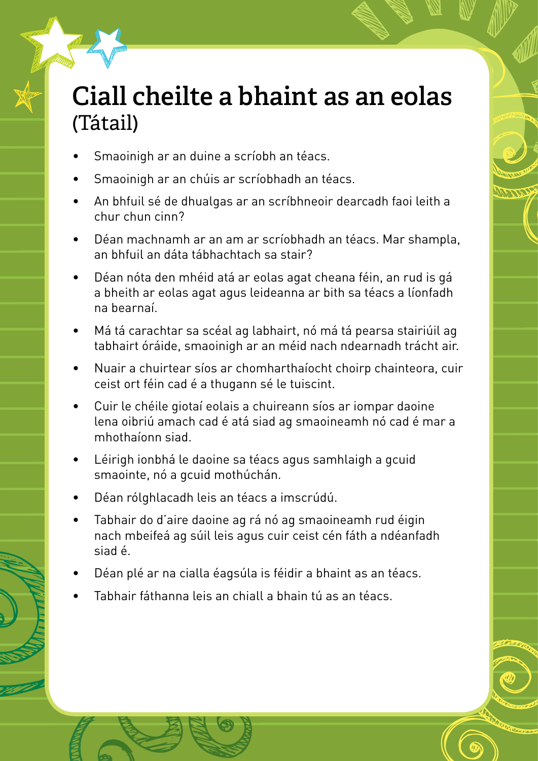# Ciall cheilte a bhaint as an eolas (Tátail)

- Smaoinigh ar an duine a scríobh an téacs.
- Smaoinigh ar an chúis ar scríobhadh an téacs.
- An bhfuil sé de dhualgas ar an scríbhneoir dearcadh faoi leith a chur chun cinn?
- Déan machnamh ar an am ar scríobhadh an téacs. Mar shampla, an bhfuil an dáta tábhachtach sa stair?
- Déan nóta den mhéid atá ar eolas agat cheana féin, an rud is gá a bheith ar eolas agat agus leideanna ar bith sa téacs a líonfadh na bearnaí.
- Má tá carachtar sa scéal ag labhairt, nó má tá pearsa stairiúil ag tabhairt óráide, smaoinigh ar an méid nach ndearnadh trácht air.
- Nuair a chuirtear síos ar chomharthaíocht choirp chainteora, cuir ceist ort féin cad é a thugann sé le tuiscint.
- Cuir le chéile giotaí eolais a chuireann síos ar iompar daoine lena oibriú amach cad é atá siad ag smaoineamh nó cad é mar a mhothaíonn siad.
- Léirigh ionbhá le daoine sa téacs agus samhlaigh a gcuid smaointe, nó a gcuid mothúchán.
- Déan rólghlacadh leis an téacs a imscrúdú.
- Tabhair do d'aire daoine ag rá nó ag smaoineamh rud éigin nach mbeifeá ag súil leis agus cuir ceist cén fáth a ndéanfadh siad é.
- Déan plé ar na cialla éagsúla is féidir a bhaint as an téacs.
- Tabhair fáthanna leis an chiall a bhain tú as an téacs.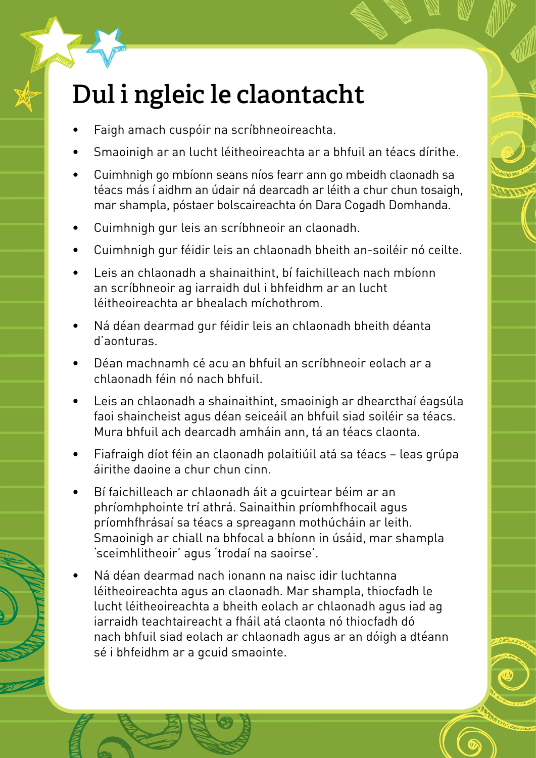# Dul i ngleic le claontacht

- Faigh amach cuspóir na scríbhneoireachta.
- Smaoinigh ar an lucht léitheoireachta ar a bhfuil an téacs dírithe.
- Cuimhnigh go mbíonn seans níos fearr ann go mbeidh claonadh sa téacs más í aidhm an údair ná dearcadh ar léith a chur chun tosaigh, mar shampla, póstaer bolscaireachta ón Dara Cogadh Domhanda.
- Cuimhnigh gur leis an scríbhneoir an claonadh.
- Cuimhnigh gur féidir leis an chlaonadh bheith an-soiléir nó ceilte.
- Leis an chlaonadh a shainaithint, bí faichilleach nach mbíonn an scríbhneoir ag iarraidh dul i bhfeidhm ar an lucht léitheoireachta ar bhealach míchothrom.
- Ná déan dearmad gur féidir leis an chlaonadh bheith déanta d'aonturas.
- Déan machnamh cé acu an bhfuil an scríbhneoir eolach ar a chlaonadh féin nó nach bhfuil.
- Leis an chlaonadh a shainaithint, smaoinigh ar dhearcthaí éagsúla faoi shaincheist agus déan seiceáil an bhfuil siad soiléir sa téacs. Mura bhfuil ach dearcadh amháin ann, tá an téacs claonta.
- Fiafraigh díot féin an claonadh polaitiúil atá sa téacs – leas grúpa áirithe daoine a chur chun cinn.
- Bí faichilleach ar chlaonadh áit a gcuirtear béim ar an phríomhphointe trí athrá. Sainaithin príomhfhocail agus príomhfhrásaí sa téacs a spreagann mothúcháin ar leith. Smaoinigh ar chiall na bhfocal a bhíonn in úsáid, mar shampla 'sceimhlitheoir' agus 'trodaí na saoirse'.
- Ná déan dearmad nach ionann na naisc idir luchtanna léitheoireachta agus an claonadh. Mar shampla, thiocfadh le lucht léitheoireachta a bheith eolach ar chlaonadh agus iad ag iarraidh teachtaireacht a fháil atá claonta nó thiocfadh dó nach bhfuil siad eolach ar chlaonadh agus ar an dóigh a dtéann sé i bhfeidhm ar a gcuid smaointe.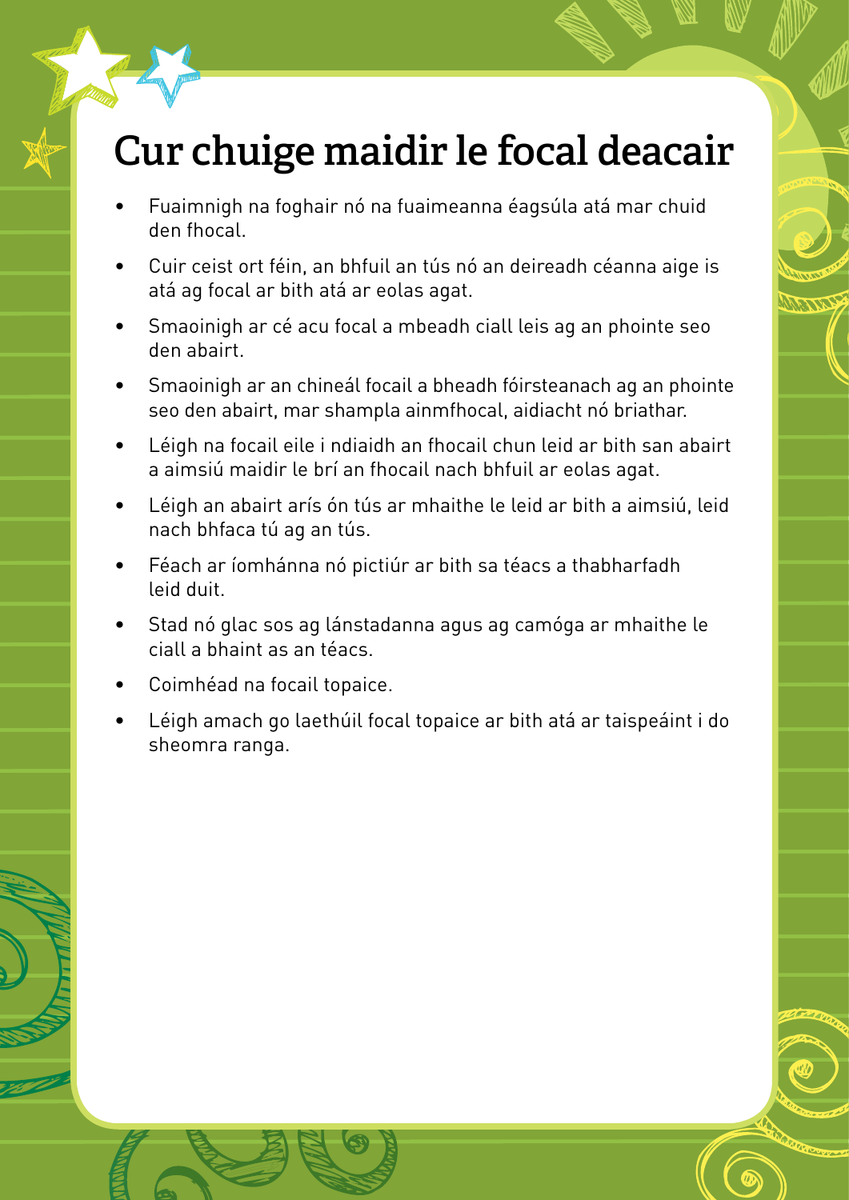# Cur chuige maidir le focal deacair

- Fuaimnigh na foghair nó na fuaimeanna éagsúla atá mar chuid den fhocal.
- Cuir ceist ort féin, an bhfuil an tús nó an deireadh céanna aige is atá ag focal ar bith atá ar eolas agat.
- Smaoinigh ar cé acu focal a mbeadh ciall leis ag an phointe seo den abairt.
- Smaoinigh ar an chineál focail a bheadh fóirsteanach ag an phointe seo den abairt, mar shampla ainmfhocal, aidiacht nó briathar.
- Léigh na focail eile i ndiaidh an fhocail chun leid ar bith san abairt a aimsiú maidir le brí an fhocail nach bhfuil ar eolas agat.
- Léigh an abairt arís ón tús ar mhaithe le leid ar bith a aimsiú, leid nach bhfaca tú ag an tús.
- Féach ar íomhánna nó pictiúr ar bith sa téacs a thabharfadh leid duit.
- Stad nó glac sos ag lánstadanna agus ag camóga ar mhaithe le ciall a bhaint as an téacs.
- Coimhéad na focail topaice.
- Léigh amach go laethúil focal topaice ar bith atá ar taispeáint i do sheomra ranga.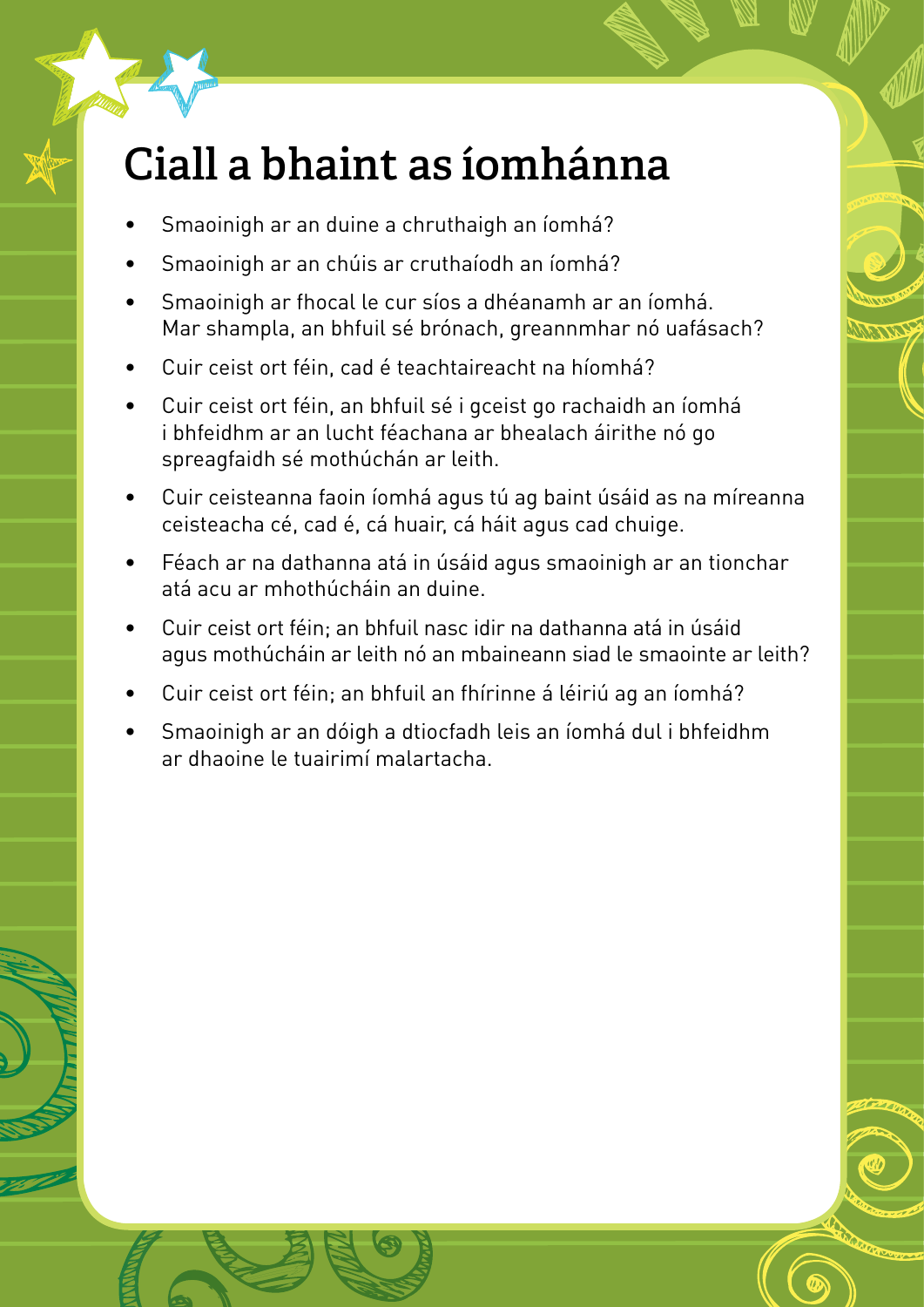# Ciall a bhaint as íomhánna

- Smaoinigh ar an duine a chruthaigh an íomhá?
- Smaoinigh ar an chúis ar cruthaíodh an íomhá?
- Smaoinigh ar fhocal le cur síos a dhéanamh ar an íomhá. Mar shampla, an bhfuil sé brónach, greannmhar nó uafásach?
- Cuir ceist ort féin, cad é teachtaireacht na híomhá?
- Cuir ceist ort féin, an bhfuil sé i gceist go rachaidh an íomhá i bhfeidhm ar an lucht féachana ar bhealach áirithe nó go spreagfaidh sé mothúchán ar leith.
- Cuir ceisteanna faoin íomhá agus tú ag baint úsáid as na míreanna ceisteacha cé, cad é, cá huair, cá háit agus cad chuige.
- Féach ar na dathanna atá in úsáid agus smaoinigh ar an tionchar atá acu ar mhothúcháin an duine.
- Cuir ceist ort féin; an bhfuil nasc idir na dathanna atá in úsáid agus mothúcháin ar leith nó an mbaineann siad le smaointe ar leith?
- Cuir ceist ort féin; an bhfuil an fhírinne á léiriú ag an íomhá?
- Smaoinigh ar an dóigh a dtiocfadh leis an íomhá dul i bhfeidhm ar dhaoine le tuairimí malartacha.